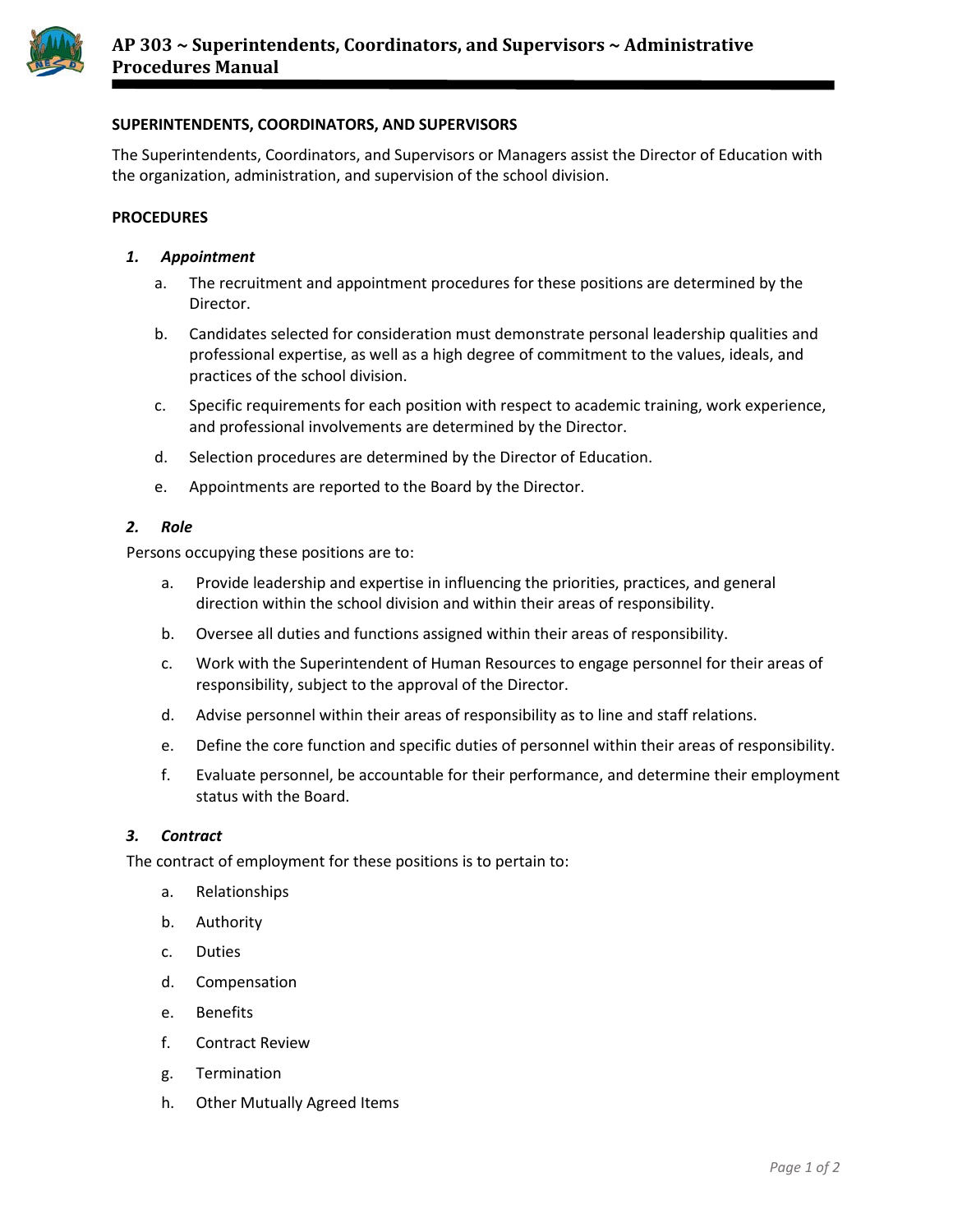# AP 303 ~ Superintendents, Coordinators, and Supervisors ~ Administrative Procedures Manual

## SUPERINTENDENTS, COORDINATORS, AND SUPERVISORS

The Superintendents, Coordinators, and Supervisors or Managers assist the Director of Education with the organization, administration, and supervision of the school division.

## PROCEDURES

### 1. *Appointment*

a. The recruitment and appointment procedures for these positions are determined by the Director.

b. Candidates selected for consideration must demonstrate personal leadership qualities and professional expertise, as well as a high degree of commitment to the values, ideals, and practices of the school division.

c. Specific requirements for each position with respect to academic training, work experience, and professional involvements are determined by the Director.

d. Selection procedures are determined by the Director of Education.

e. Appointments are reported to the Board by the Director.

### 2. *Role*

Persons occupying these positions are to:

a. Provide leadership and expertise in influencing the priorities, practices, and general direction within the school division and within their areas of responsibility.

b. Oversee all duties and functions assigned within their areas of responsibility.

c. Work with the Superintendent of Human Resources to engage personnel for their areas of responsibility, subject to the approval of the Director.

d. Advise personnel within their areas of responsibility as to line and staff relations.

e. Define the core function and specific duties of personnel within their areas of responsibility.

f. Evaluate personnel, be accountable for their performance, and determine their employment status with the Board.

### 3. *Contract*

The contract of employment for these positions is to pertain to:

a. Relationships

b. Authority

c. Duties

d. Compensation

e. Benefits

f. Contract Review

g. Termination

h. Other Mutually Agreed Items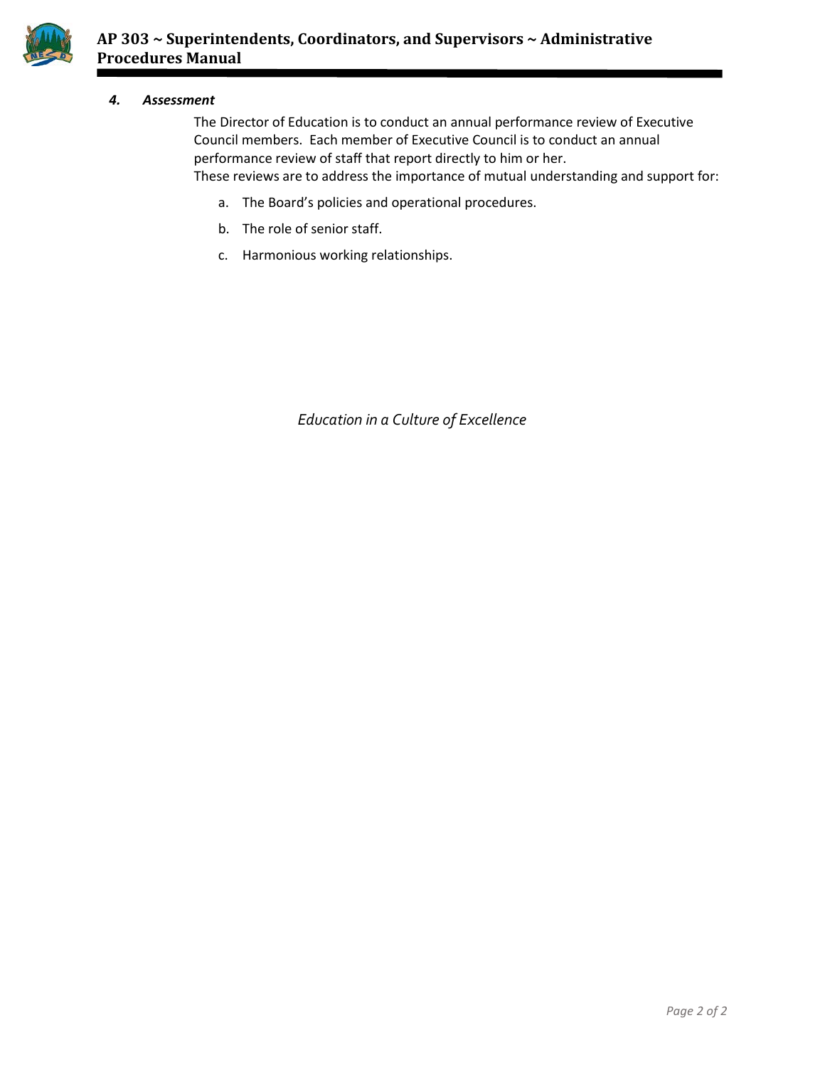### 4. *Assessment*

The Director of Education is to conduct an annual performance review of Executive Council members. Each member of Executive Council is to conduct an annual performance review of staff that report directly to him or her.
These reviews are to address the importance of mutual understanding and support for:

a. The Board's policies and operational procedures.

b. The role of senior staff.

c. Harmonious working relationships.

*Education in a Culture of Excellence*